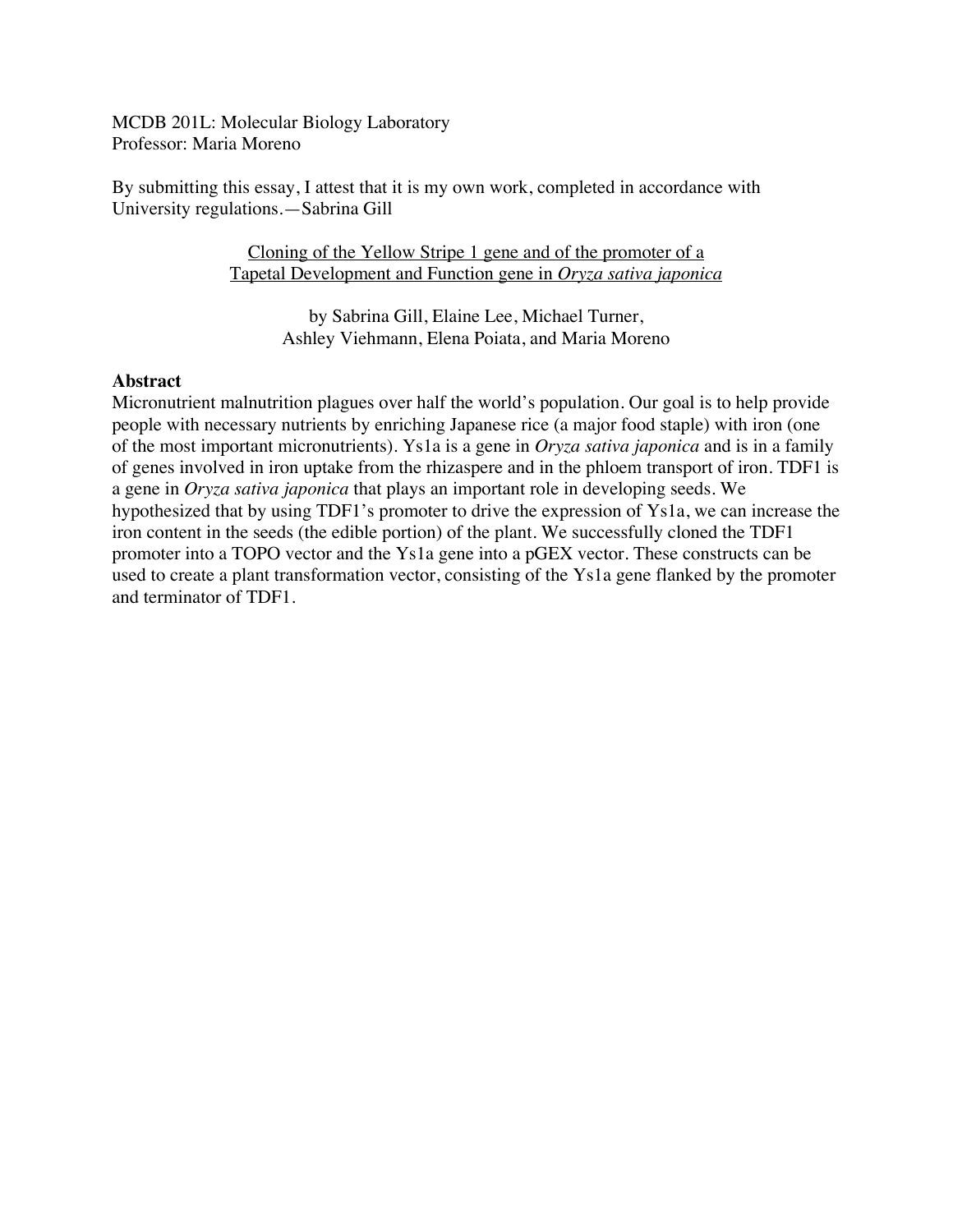MCDB 201L: Molecular Biology Laboratory
Professor: Maria Moreno

By submitting this essay, I attest that it is my own work, completed in accordance with University regulations.—Sabrina Gill

# Cloning of the Yellow Stripe 1 gene and of the promoter of a Tapetal Development and Function gene in *Oryza sativa japonica*

by Sabrina Gill, Elaine Lee, Michael Turner, Ashley Viehmann, Elena Poiata, and Maria Moreno

## Abstract

Micronutrient malnutrition plagues over half the world's population. Our goal is to help provide people with necessary nutrients by enriching Japanese rice (a major food staple) with iron (one of the most important micronutrients). Ys1a is a gene in *Oryza sativa japonica* and is in a family of genes involved in iron uptake from the rhizaspere and in the phloem transport of iron. TDF1 is a gene in *Oryza sativa japonica* that plays an important role in developing seeds. We hypothesized that by using TDF1's promoter to drive the expression of Ys1a, we can increase the iron content in the seeds (the edible portion) of the plant. We successfully cloned the TDF1 promoter into a TOPO vector and the Ys1a gene into a pGEX vector. These constructs can be used to create a plant transformation vector, consisting of the Ys1a gene flanked by the promoter and terminator of TDF1.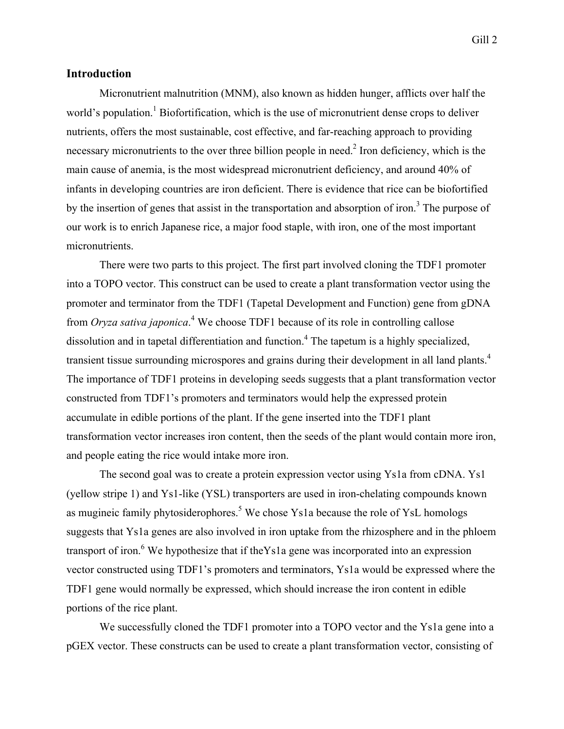## Introduction

Micronutrient malnutrition (MNM), also known as hidden hunger, afflicts over half the world's population.[1] Biofortification, which is the use of micronutrient dense crops to deliver nutrients, offers the most sustainable, cost effective, and far-reaching approach to providing necessary micronutrients to the over three billion people in need.[2] Iron deficiency, which is the main cause of anemia, is the most widespread micronutrient deficiency, and around 40% of infants in developing countries are iron deficient. There is evidence that rice can be biofortified by the insertion of genes that assist in the transportation and absorption of iron.[3] The purpose of our work is to enrich Japanese rice, a major food staple, with iron, one of the most important micronutrients.

There were two parts to this project. The first part involved cloning the TDF1 promoter into a TOPO vector. This construct can be used to create a plant transformation vector using the promoter and terminator from the TDF1 (Tapetal Development and Function) gene from gDNA from *Oryza sativa japonica*.[4] We choose TDF1 because of its role in controlling callose dissolution and in tapetal differentiation and function.[4] The tapetum is a highly specialized, transient tissue surrounding microspores and grains during their development in all land plants.[4] The importance of TDF1 proteins in developing seeds suggests that a plant transformation vector constructed from TDF1's promoters and terminators would help the expressed protein accumulate in edible portions of the plant. If the gene inserted into the TDF1 plant transformation vector increases iron content, then the seeds of the plant would contain more iron, and people eating the rice would intake more iron.

The second goal was to create a protein expression vector using Ys1a from cDNA. Ys1 (yellow stripe 1) and Ys1-like (YSL) transporters are used in iron-chelating compounds known as mugineic family phytosiderophores.[5] We chose Ys1a because the role of YsL homologs suggests that Ys1a genes are also involved in iron uptake from the rhizosphere and in the phloem transport of iron.[6] We hypothesize that if theYs1a gene was incorporated into an expression vector constructed using TDF1's promoters and terminators, Ys1a would be expressed where the TDF1 gene would normally be expressed, which should increase the iron content in edible portions of the rice plant.

We successfully cloned the TDF1 promoter into a TOPO vector and the Ys1a gene into a pGEX vector. These constructs can be used to create a plant transformation vector, consisting of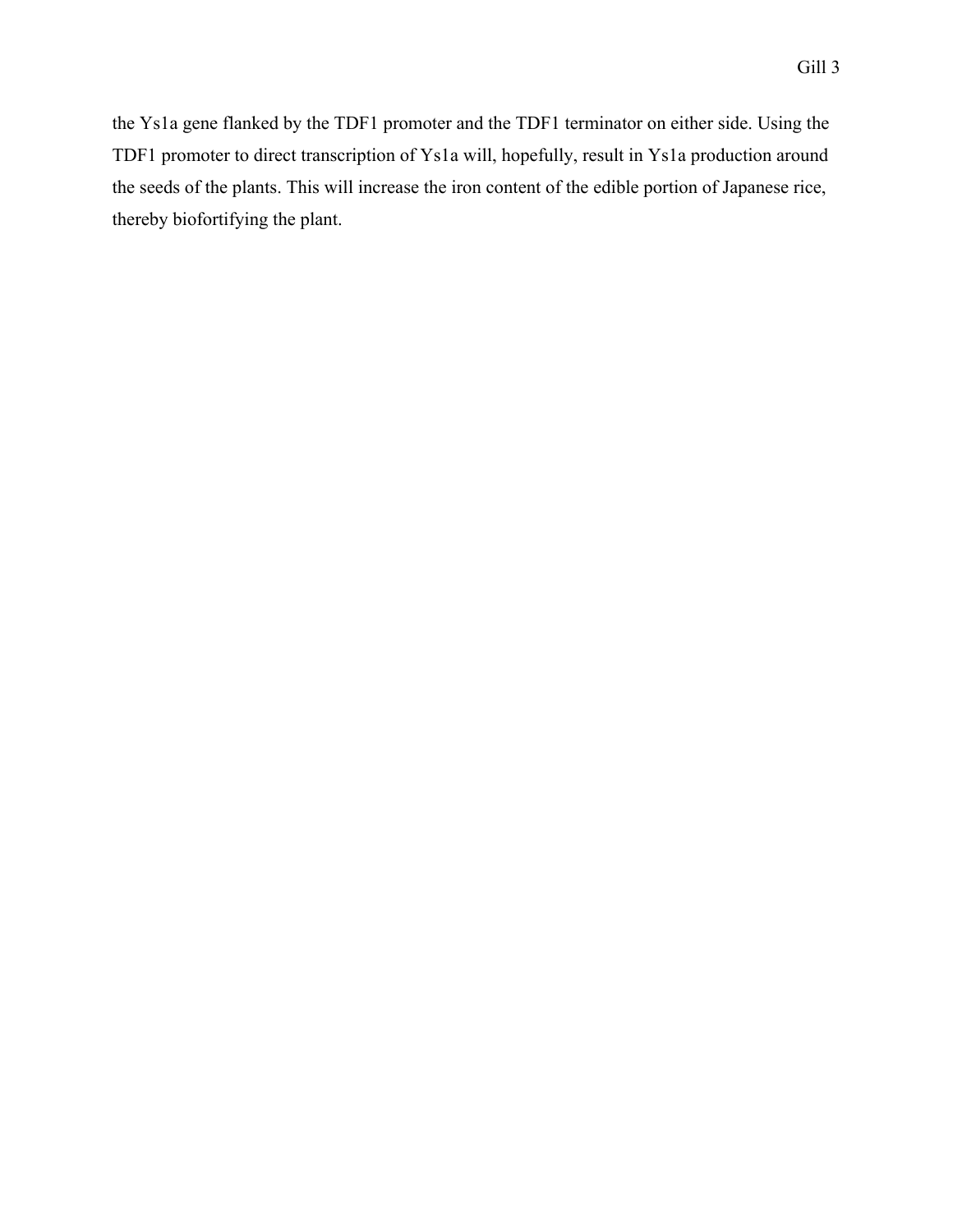the Ys1a gene flanked by the TDF1 promoter and the TDF1 terminator on either side. Using the TDF1 promoter to direct transcription of Ys1a will, hopefully, result in Ys1a production around the seeds of the plants. This will increase the iron content of the edible portion of Japanese rice, thereby biofortifying the plant.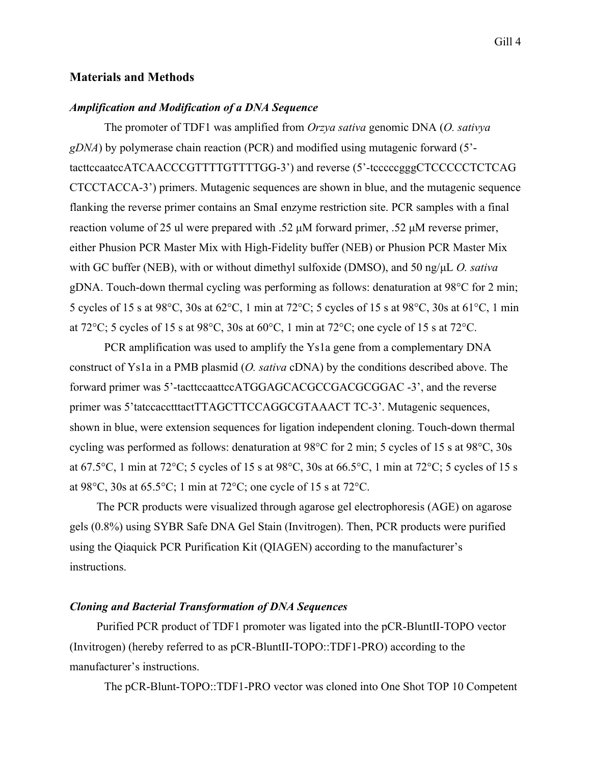## Materials and Methods

### *Amplification and Modification of a DNA Sequence*

The promoter of TDF1 was amplified from *Orzya sativa* genomic DNA (*O. sativya gDNA*) by polymerase chain reaction (PCR) and modified using mutagenic forward (5'-tacttccaatccATCAACCCGTTTTGTTTTGG-3') and reverse (5'-tcccccgggCTCCCCCTCTCAG CTCCTACCA-3') primers. Mutagenic sequences are shown in blue, and the mutagenic sequence flanking the reverse primer contains an SmaI enzyme restriction site. PCR samples with a final reaction volume of 25 ul were prepared with .52 μM forward primer, .52 μM reverse primer, either Phusion PCR Master Mix with High-Fidelity buffer (NEB) or Phusion PCR Master Mix with GC buffer (NEB), with or without dimethyl sulfoxide (DMSO), and 50 ng/μL *O. sativa* gDNA. Touch-down thermal cycling was performing as follows: denaturation at 98°C for 2 min; 5 cycles of 15 s at 98°C, 30s at 62°C, 1 min at 72°C; 5 cycles of 15 s at 98°C, 30s at 61°C, 1 min at 72°C; 5 cycles of 15 s at 98°C, 30s at 60°C, 1 min at 72°C; one cycle of 15 s at 72°C.

PCR amplification was used to amplify the Ys1a gene from a complementary DNA construct of Ys1a in a PMB plasmid (*O. sativa* cDNA) by the conditions described above. The forward primer was 5'-tacttccaattccATGGAGCACGCCGACGCGGAC -3', and the reverse primer was 5'tatccacctttactTTAGCTTCCAGGCGTAAACT TC-3'. Mutagenic sequences, shown in blue, were extension sequences for ligation independent cloning. Touch-down thermal cycling was performed as follows: denaturation at 98°C for 2 min; 5 cycles of 15 s at 98°C, 30s at 67.5°C, 1 min at 72°C; 5 cycles of 15 s at 98°C, 30s at 66.5°C, 1 min at 72°C; 5 cycles of 15 s at 98°C, 30s at 65.5°C; 1 min at 72°C; one cycle of 15 s at 72°C.

The PCR products were visualized through agarose gel electrophoresis (AGE) on agarose gels (0.8%) using SYBR Safe DNA Gel Stain (Invitrogen). Then, PCR products were purified using the Qiaquick PCR Purification Kit (QIAGEN) according to the manufacturer's instructions.

### *Cloning and Bacterial Transformation of DNA Sequences*

Purified PCR product of TDF1 promoter was ligated into the pCR-BluntII-TOPO vector (Invitrogen) (hereby referred to as pCR-BluntII-TOPO::TDF1-PRO) according to the manufacturer's instructions.

The pCR-Blunt-TOPO::TDF1-PRO vector was cloned into One Shot TOP 10 Competent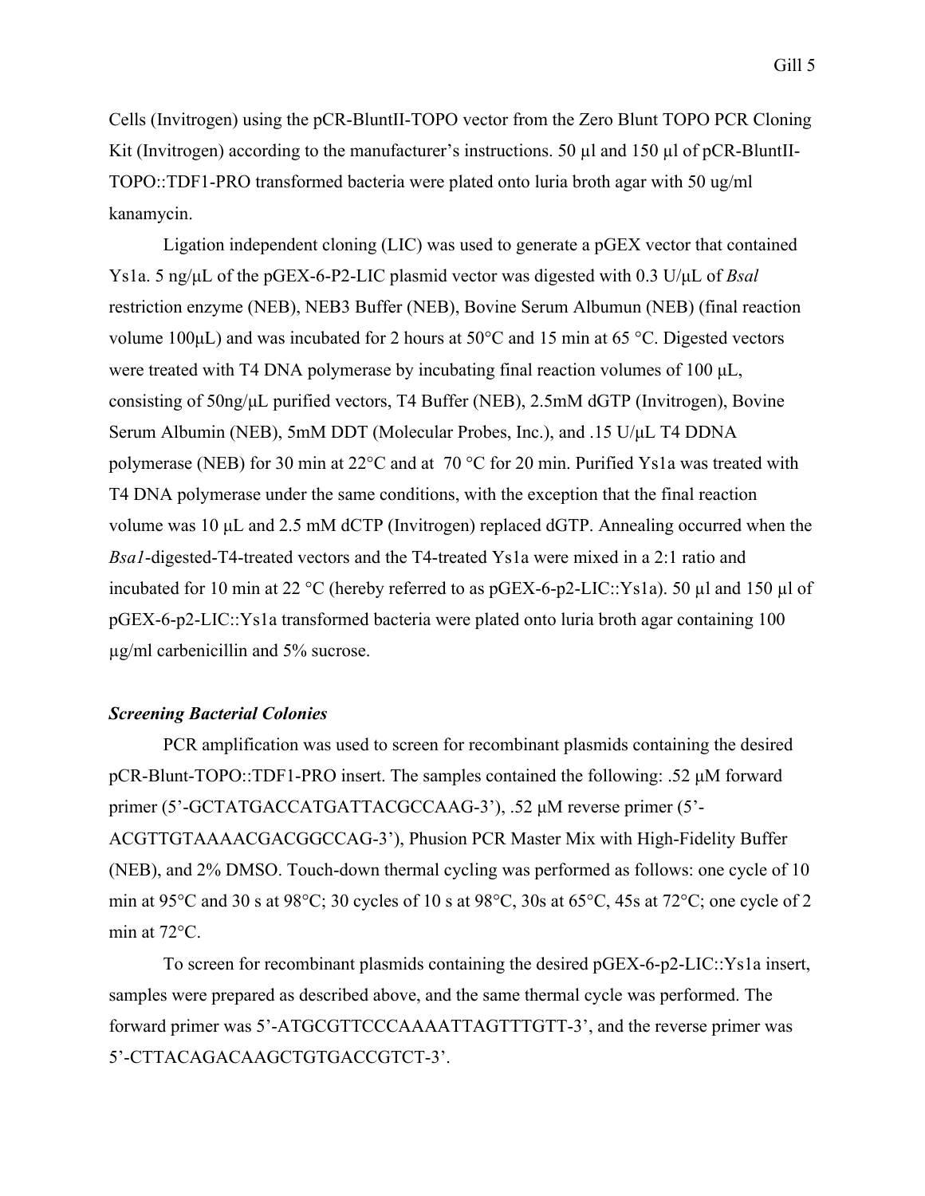Cells (Invitrogen) using the pCR-BluntII-TOPO vector from the Zero Blunt TOPO PCR Cloning Kit (Invitrogen) according to the manufacturer's instructions. 50 µl and 150 µl of pCR-BluntII-TOPO::TDF1-PRO transformed bacteria were plated onto luria broth agar with 50 ug/ml kanamycin.

Ligation independent cloning (LIC) was used to generate a pGEX vector that contained Ys1a. 5 ng/µL of the pGEX-6-P2-LIC plasmid vector was digested with 0.3 U/µL of *BsaI* restriction enzyme (NEB), NEB3 Buffer (NEB), Bovine Serum Albumun (NEB) (final reaction volume 100µL) and was incubated for 2 hours at 50°C and 15 min at 65 °C. Digested vectors were treated with T4 DNA polymerase by incubating final reaction volumes of 100 µL, consisting of 50ng/µL purified vectors, T4 Buffer (NEB), 2.5mM dGTP (Invitrogen), Bovine Serum Albumin (NEB), 5mM DDT (Molecular Probes, Inc.), and .15 U/µL T4 DDNA polymerase (NEB) for 30 min at 22°C and at 70 °C for 20 min. Purified Ys1a was treated with T4 DNA polymerase under the same conditions, with the exception that the final reaction volume was 10 µL and 2.5 mM dCTP (Invitrogen) replaced dGTP. Annealing occurred when the *Bsa1*-digested-T4-treated vectors and the T4-treated Ys1a were mixed in a 2:1 ratio and incubated for 10 min at 22 °C (hereby referred to as pGEX-6-p2-LIC::Ys1a). 50 µl and 150 µl of pGEX-6-p2-LIC::Ys1a transformed bacteria were plated onto luria broth agar containing 100 µg/ml carbenicillin and 5% sucrose.

### *Screening Bacterial Colonies*

PCR amplification was used to screen for recombinant plasmids containing the desired pCR-Blunt-TOPO::TDF1-PRO insert. The samples contained the following: .52 µM forward primer (5'-GCTATGACCATGATTACGCCAAG-3'), .52 µM reverse primer (5'-ACGTTGTAAAACGACGGCCAG-3'), Phusion PCR Master Mix with High-Fidelity Buffer (NEB), and 2% DMSO. Touch-down thermal cycling was performed as follows: one cycle of 10 min at 95°C and 30 s at 98°C; 30 cycles of 10 s at 98°C, 30s at 65°C, 45s at 72°C; one cycle of 2 min at 72°C.

To screen for recombinant plasmids containing the desired pGEX-6-p2-LIC::Ys1a insert, samples were prepared as described above, and the same thermal cycle was performed. The forward primer was 5'-ATGCGTTCCCAAAATTAGTTTGTT-3', and the reverse primer was 5'-CTTACAGACAAGCTGTGACCGTCT-3'.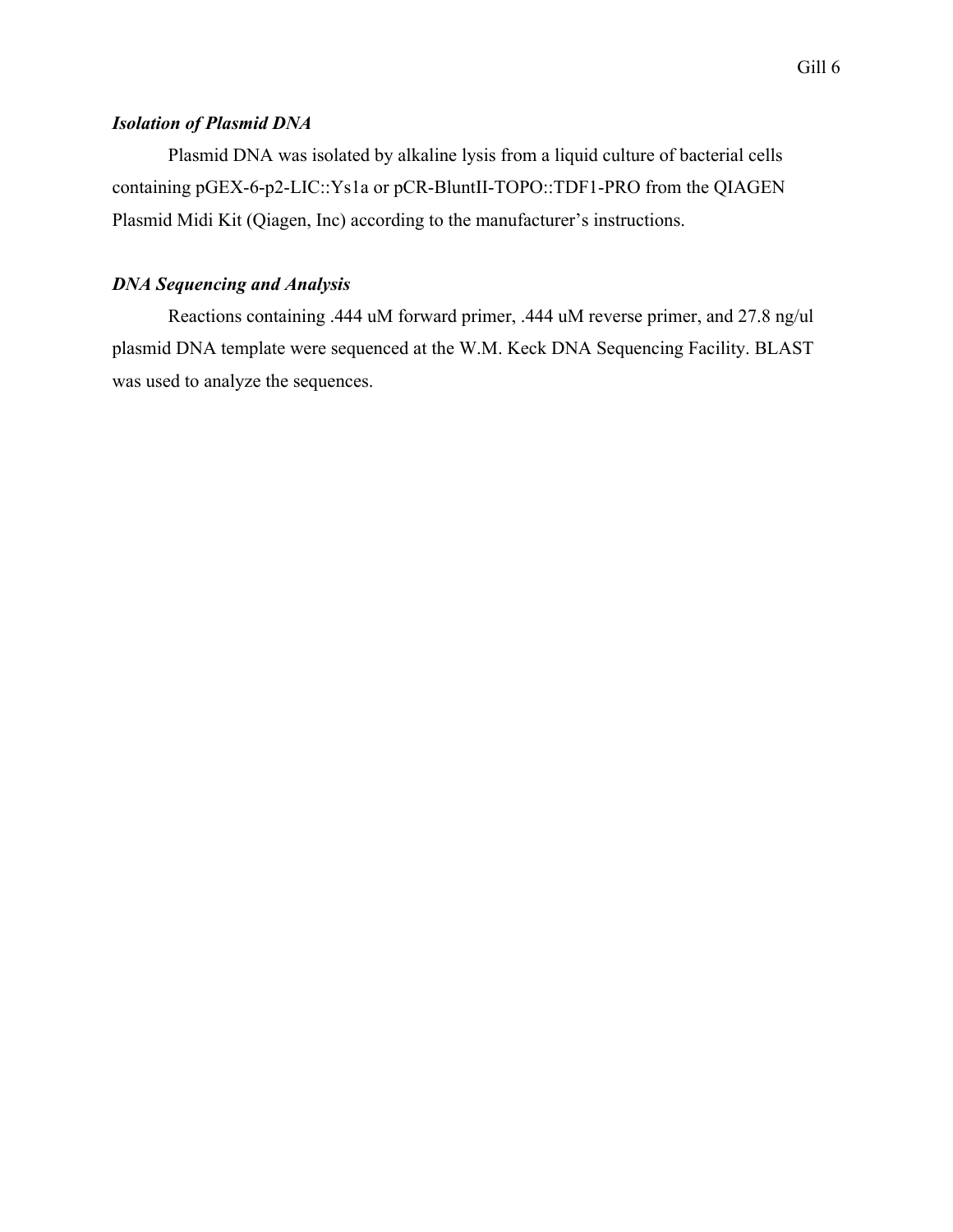***Isolation of Plasmid DNA***

Plasmid DNA was isolated by alkaline lysis from a liquid culture of bacterial cells containing pGEX-6-p2-LIC::Ys1a or pCR-BluntII-TOPO::TDF1-PRO from the QIAGEN Plasmid Midi Kit (Qiagen, Inc) according to the manufacturer's instructions.

***DNA Sequencing and Analysis***

Reactions containing .444 uM forward primer, .444 uM reverse primer, and 27.8 ng/ul plasmid DNA template were sequenced at the W.M. Keck DNA Sequencing Facility. BLAST was used to analyze the sequences.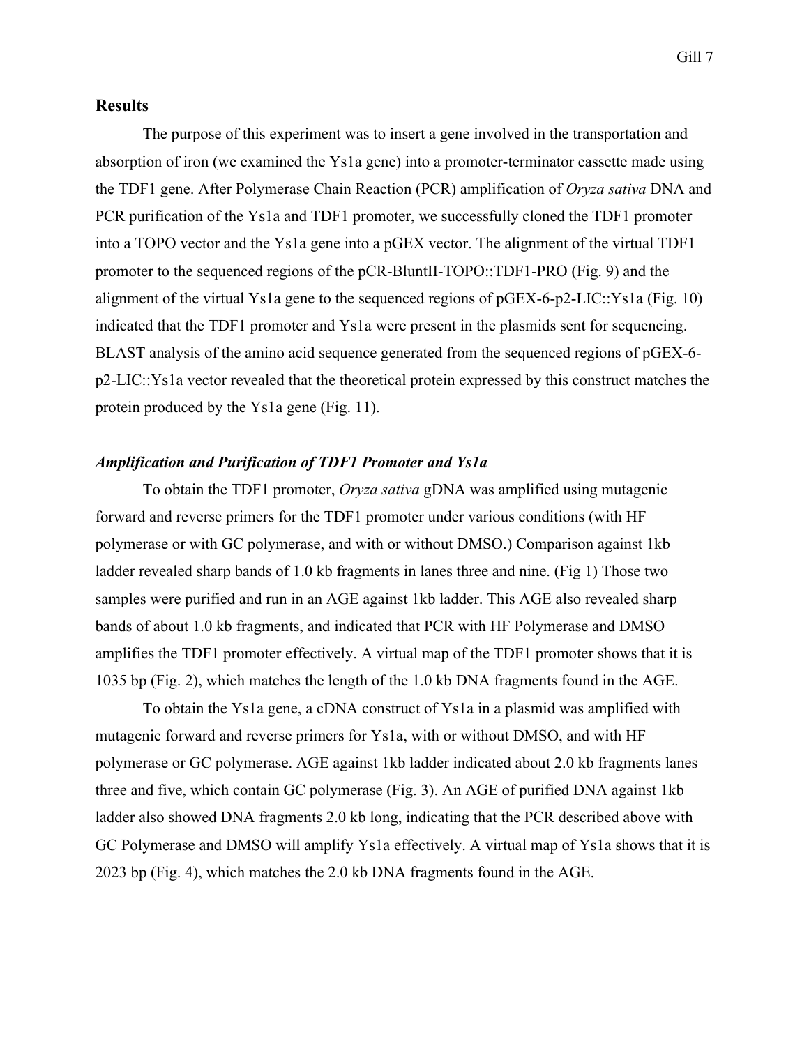## Results

The purpose of this experiment was to insert a gene involved in the transportation and absorption of iron (we examined the Ys1a gene) into a promoter-terminator cassette made using the TDF1 gene. After Polymerase Chain Reaction (PCR) amplification of *Oryza sativa* DNA and PCR purification of the Ys1a and TDF1 promoter, we successfully cloned the TDF1 promoter into a TOPO vector and the Ys1a gene into a pGEX vector. The alignment of the virtual TDF1 promoter to the sequenced regions of the pCR-BluntII-TOPO::TDF1-PRO (Fig. 9) and the alignment of the virtual Ys1a gene to the sequenced regions of pGEX-6-p2-LIC::Ys1a (Fig. 10) indicated that the TDF1 promoter and Ys1a were present in the plasmids sent for sequencing. BLAST analysis of the amino acid sequence generated from the sequenced regions of pGEX-6-p2-LIC::Ys1a vector revealed that the theoretical protein expressed by this construct matches the protein produced by the Ys1a gene (Fig. 11).

### *Amplification and Purification of TDF1 Promoter and Ys1a*

To obtain the TDF1 promoter, *Oryza sativa* gDNA was amplified using mutagenic forward and reverse primers for the TDF1 promoter under various conditions (with HF polymerase or with GC polymerase, and with or without DMSO.) Comparison against 1kb ladder revealed sharp bands of 1.0 kb fragments in lanes three and nine. (Fig 1) Those two samples were purified and run in an AGE against 1kb ladder. This AGE also revealed sharp bands of about 1.0 kb fragments, and indicated that PCR with HF Polymerase and DMSO amplifies the TDF1 promoter effectively. A virtual map of the TDF1 promoter shows that it is 1035 bp (Fig. 2), which matches the length of the 1.0 kb DNA fragments found in the AGE.

To obtain the Ys1a gene, a cDNA construct of Ys1a in a plasmid was amplified with mutagenic forward and reverse primers for Ys1a, with or without DMSO, and with HF polymerase or GC polymerase. AGE against 1kb ladder indicated about 2.0 kb fragments lanes three and five, which contain GC polymerase (Fig. 3). An AGE of purified DNA against 1kb ladder also showed DNA fragments 2.0 kb long, indicating that the PCR described above with GC Polymerase and DMSO will amplify Ys1a effectively. A virtual map of Ys1a shows that it is 2023 bp (Fig. 4), which matches the 2.0 kb DNA fragments found in the AGE.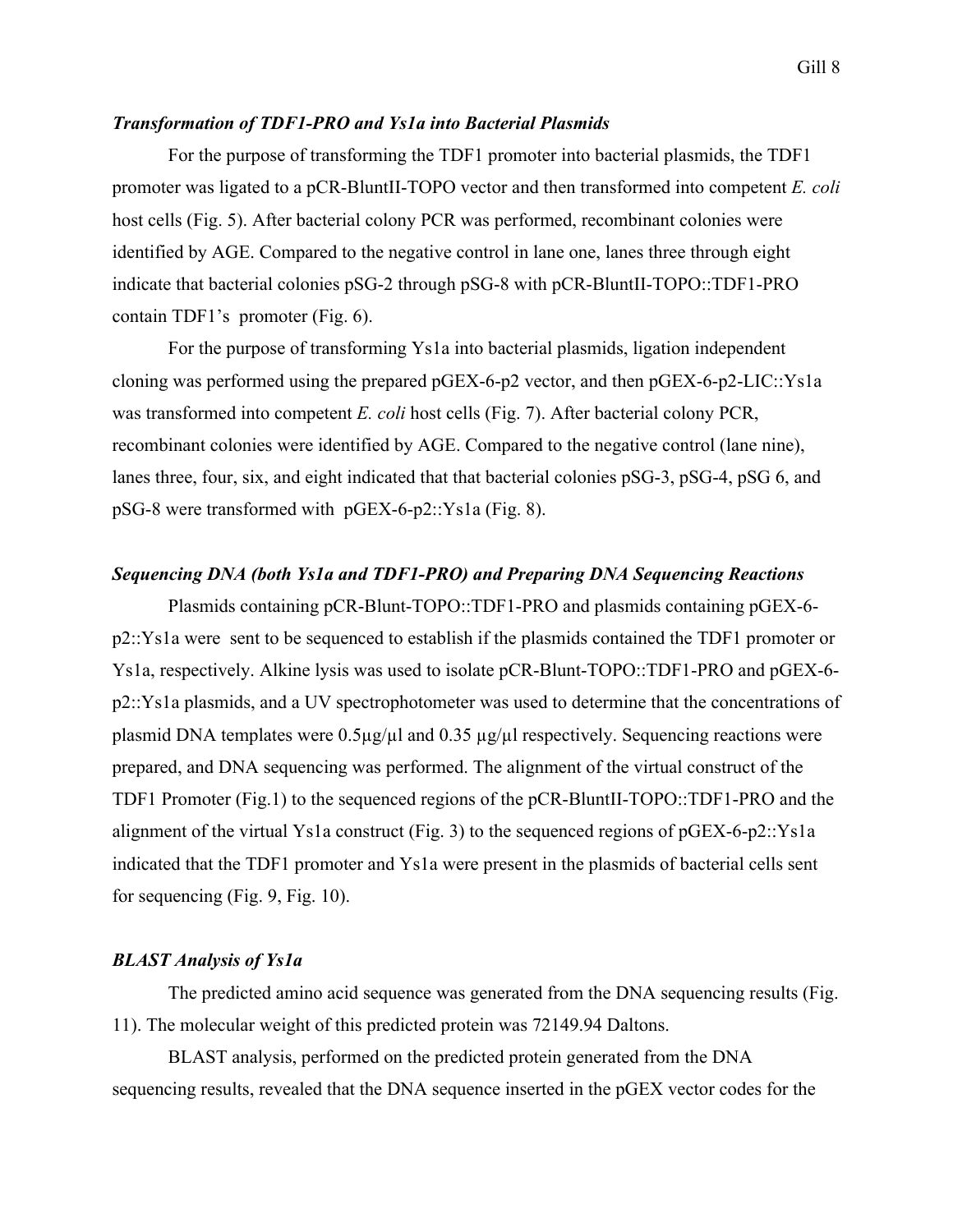### *Transformation of TDF1-PRO and Ys1a into Bacterial Plasmids*

For the purpose of transforming the TDF1 promoter into bacterial plasmids, the TDF1 promoter was ligated to a pCR-BluntII-TOPO vector and then transformed into competent *E. coli* host cells (Fig. 5). After bacterial colony PCR was performed, recombinant colonies were identified by AGE. Compared to the negative control in lane one, lanes three through eight indicate that bacterial colonies pSG-2 through pSG-8 with pCR-BluntII-TOPO::TDF1-PRO contain TDF1's promoter (Fig. 6).

For the purpose of transforming Ys1a into bacterial plasmids, ligation independent cloning was performed using the prepared pGEX-6-p2 vector, and then pGEX-6-p2-LIC::Ys1a was transformed into competent *E. coli* host cells (Fig. 7). After bacterial colony PCR, recombinant colonies were identified by AGE. Compared to the negative control (lane nine), lanes three, four, six, and eight indicated that that bacterial colonies pSG-3, pSG-4, pSG 6, and pSG-8 were transformed with pGEX-6-p2::Ys1a (Fig. 8).

### *Sequencing DNA (both Ys1a and TDF1-PRO) and Preparing DNA Sequencing Reactions*

Plasmids containing pCR-Blunt-TOPO::TDF1-PRO and plasmids containing pGEX-6-p2::Ys1a were sent to be sequenced to establish if the plasmids contained the TDF1 promoter or Ys1a, respectively. Alkine lysis was used to isolate pCR-Blunt-TOPO::TDF1-PRO and pGEX-6-p2::Ys1a plasmids, and a UV spectrophotometer was used to determine that the concentrations of plasmid DNA templates were 0.5μg/μl and 0.35 μg/μl respectively. Sequencing reactions were prepared, and DNA sequencing was performed. The alignment of the virtual construct of the TDF1 Promoter (Fig.1) to the sequenced regions of the pCR-BluntII-TOPO::TDF1-PRO and the alignment of the virtual Ys1a construct (Fig. 3) to the sequenced regions of pGEX-6-p2::Ys1a indicated that the TDF1 promoter and Ys1a were present in the plasmids of bacterial cells sent for sequencing (Fig. 9, Fig. 10).

### *BLAST Analysis of Ys1a*

The predicted amino acid sequence was generated from the DNA sequencing results (Fig. 11). The molecular weight of this predicted protein was 72149.94 Daltons.

BLAST analysis, performed on the predicted protein generated from the DNA sequencing results, revealed that the DNA sequence inserted in the pGEX vector codes for the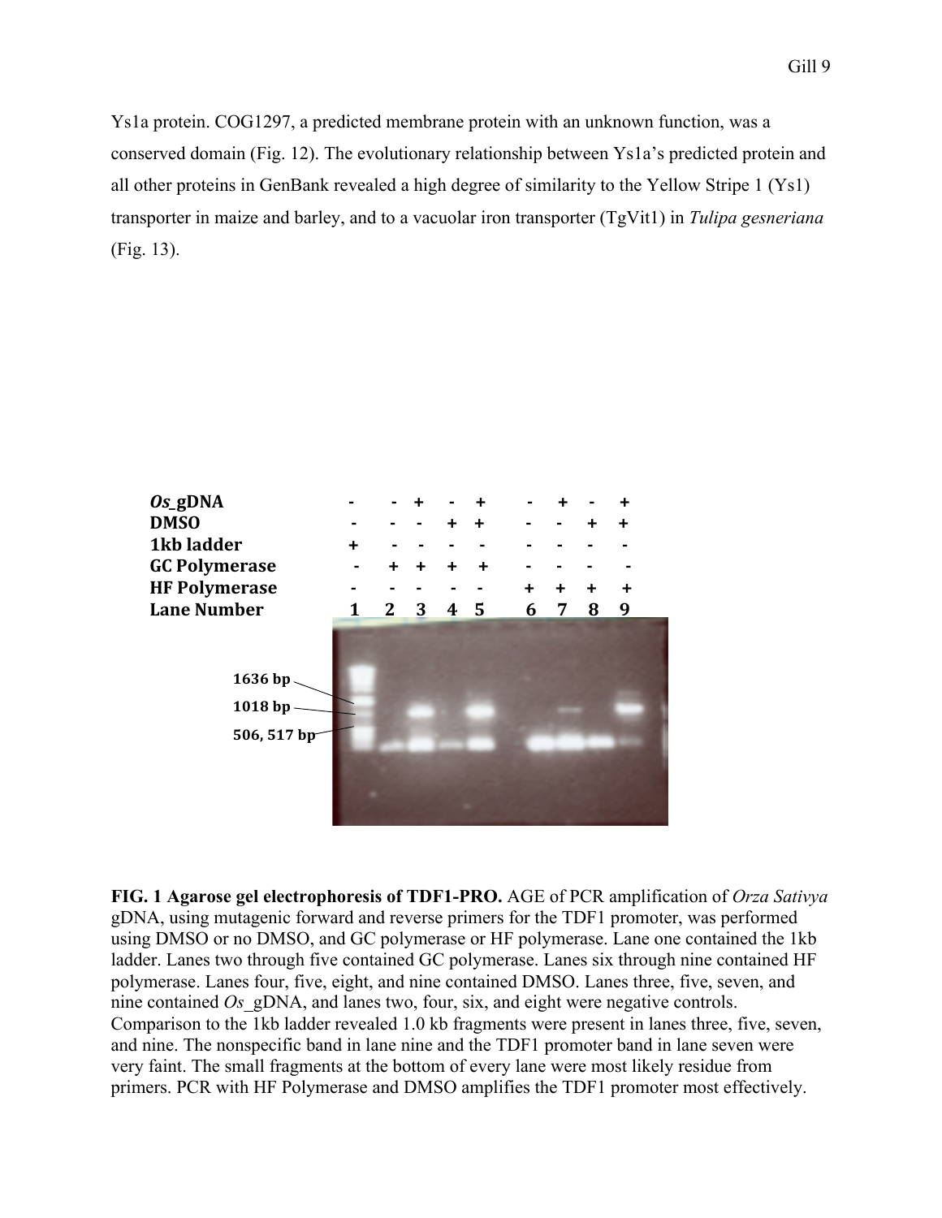Ys1a protein. COG1297, a predicted membrane protein with an unknown function, was a conserved domain (Fig. 12). The evolutionary relationship between Ys1a's predicted protein and all other proteins in GenBank revealed a high degree of similarity to the Yellow Stripe 1 (Ys1) transporter in maize and barley, and to a vacuolar iron transporter (TgVit1) in *Tulipa gesneriana* (Fig. 13).

**FIG. 1 Agarose gel electrophoresis of TDF1-PRO.** AGE of PCR amplification of *Orza Sativya* gDNA, using mutagenic forward and reverse primers for the TDF1 promoter, was performed using DMSO or no DMSO, and GC polymerase or HF polymerase. Lane one contained the 1kb ladder. Lanes two through five contained GC polymerase. Lanes six through nine contained HF polymerase. Lanes four, five, eight, and nine contained DMSO. Lanes three, five, seven, and nine contained *Os*_gDNA, and lanes two, four, six, and eight were negative controls. Comparison to the 1kb ladder revealed 1.0 kb fragments were present in lanes three, five, seven, and nine. The nonspecific band in lane nine and the TDF1 promoter band in lane seven were very faint. The small fragments at the bottom of every lane were most likely residue from primers. PCR with HF Polymerase and DMSO amplifies the TDF1 promoter most effectively.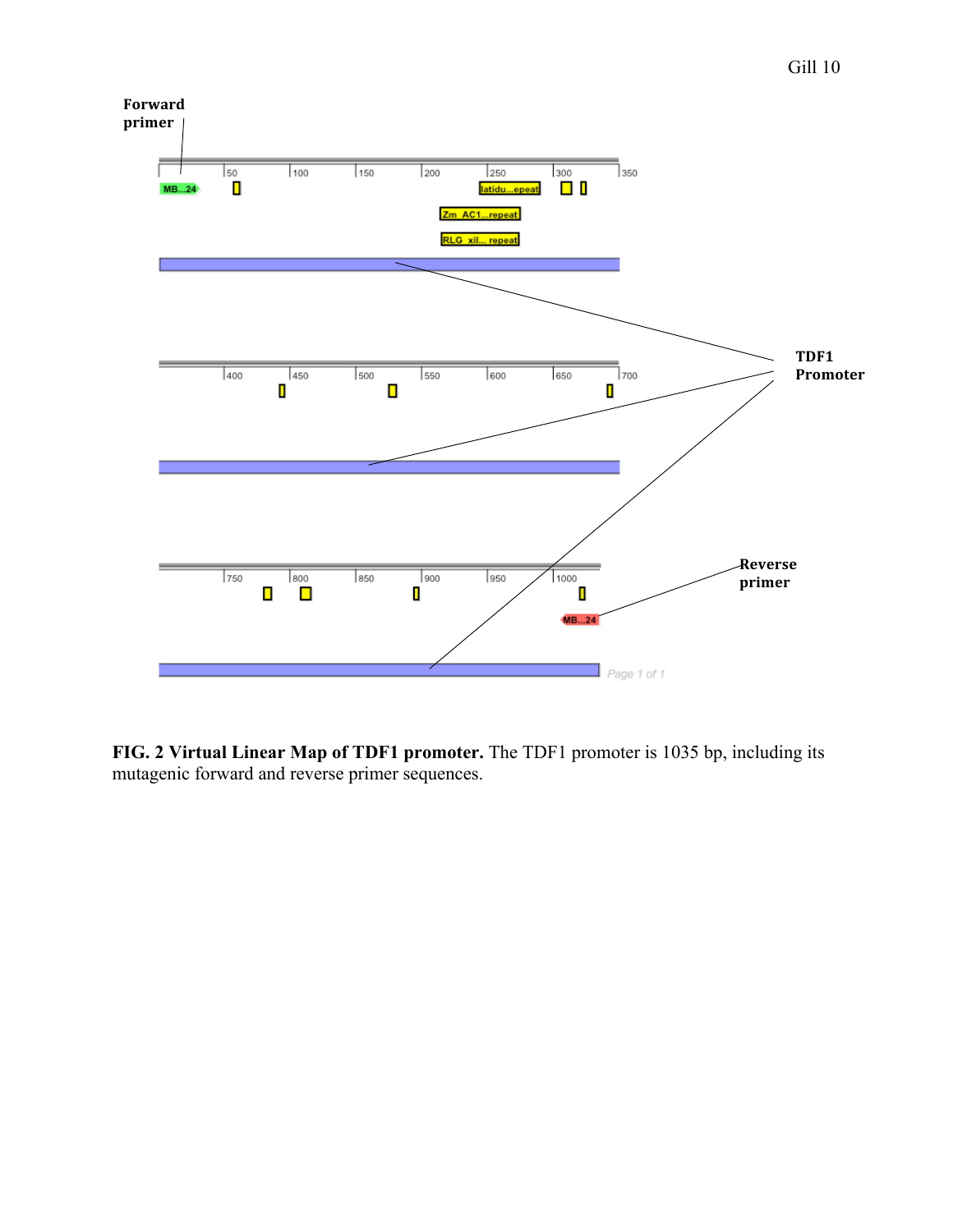**FIG. 2 Virtual Linear Map of TDF1 promoter.** The TDF1 promoter is 1035 bp, including its mutagenic forward and reverse primer sequences.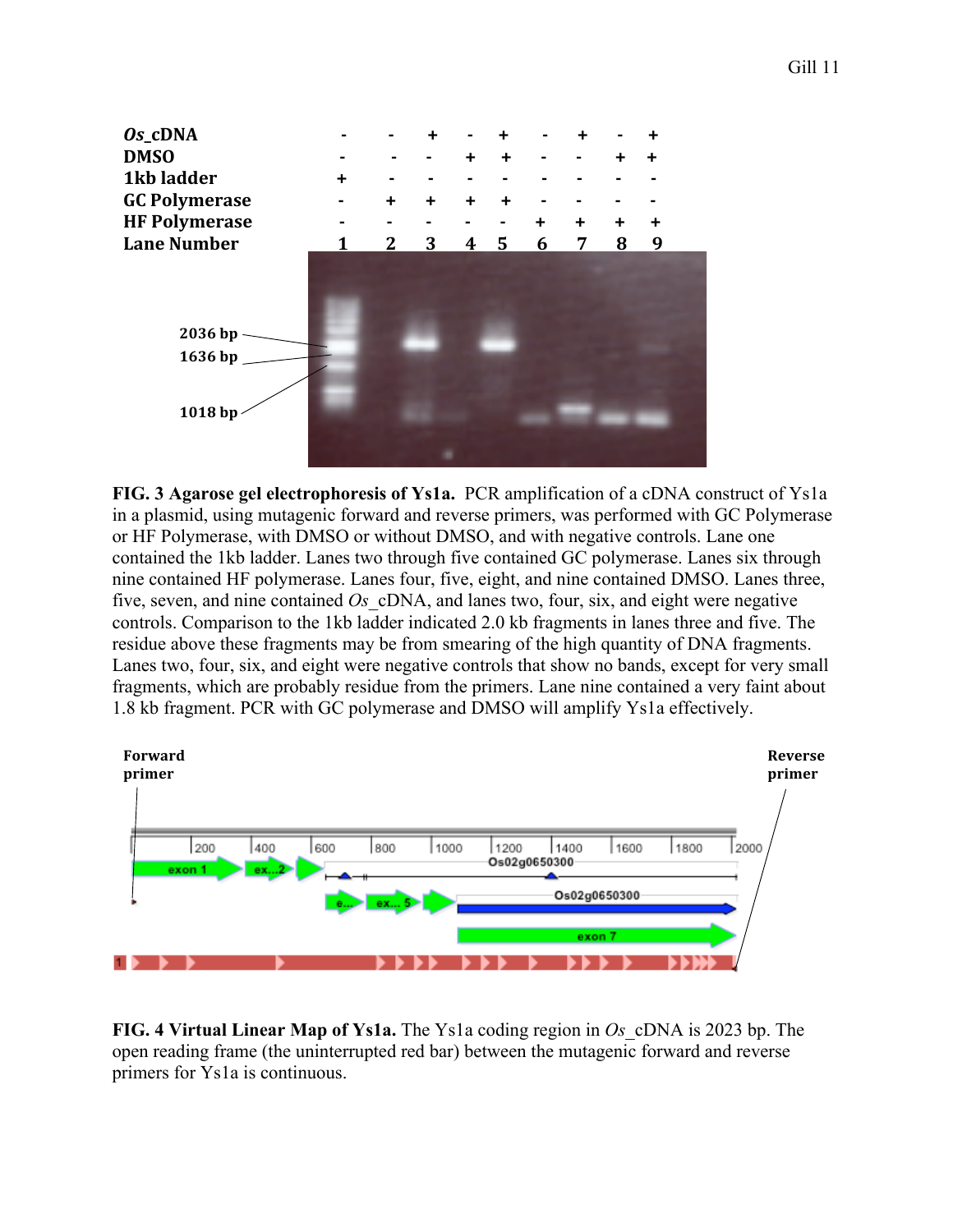| Os_cDNA | - | - | + | - | + | - | + | - | + |
|---|---|---|---|---|---|---|---|---|---|
| DMSO | - | - | - | + | + | - | - | + | + |
| 1kb ladder | + | - | - | - | - | - | - | - | - |
| GC Polymerase | - | + | + | + | + | - | - | - | - |
| HF Polymerase | - | - | - | - | - | + | + | + | + |
| Lane Number | 1 | 2 | 3 | 4 | 5 | 6 | 7 | 8 | 9 |

2036 bp
1636 bp
1018 bp

**FIG. 3 Agarose gel electrophoresis of Ys1a.** PCR amplification of a cDNA construct of Ys1a in a plasmid, using mutagenic forward and reverse primers, was performed with GC Polymerase or HF Polymerase, with DMSO or without DMSO, and with negative controls. Lane one contained the 1kb ladder. Lanes two through five contained GC polymerase. Lanes six through nine contained HF polymerase. Lanes four, five, eight, and nine contained DMSO. Lanes three, five, seven, and nine contained *Os*_cDNA, and lanes two, four, six, and eight were negative controls. Comparison to the 1kb ladder indicated 2.0 kb fragments in lanes three and five. The residue above these fragments may be from smearing of the high quantity of DNA fragments. Lanes two, four, six, and eight were negative controls that show no bands, except for very small fragments, which are probably residue from the primers. Lane nine contained a very faint about 1.8 kb fragment. PCR with GC polymerase and DMSO will amplify Ys1a effectively.

Forward primer

Reverse primer

**FIG. 4 Virtual Linear Map of Ys1a.** The Ys1a coding region in *Os*_cDNA is 2023 bp. The open reading frame (the uninterrupted red bar) between the mutagenic forward and reverse primers for Ys1a is continuous.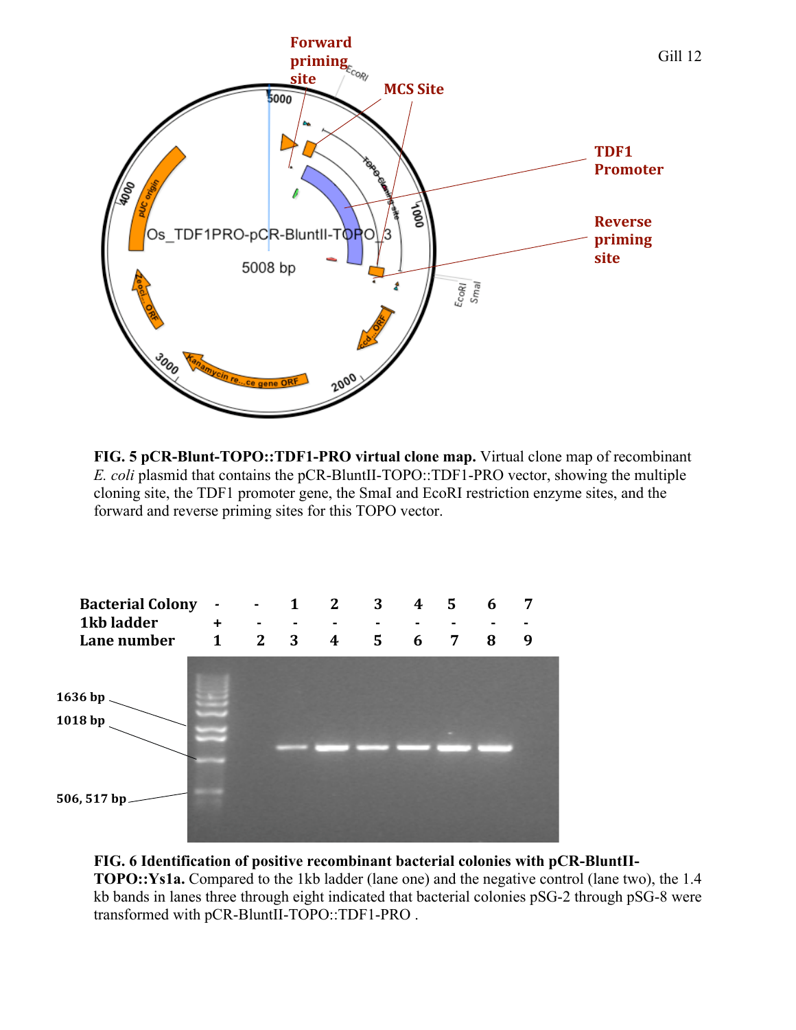**FIG. 5 pCR-Blunt-TOPO::TDF1-PRO virtual clone map.** Virtual clone map of recombinant *E. coli* plasmid that contains the pCR-BluntII-TOPO::TDF1-PRO vector, showing the multiple cloning site, the TDF1 promoter gene, the SmaI and EcoRI restriction enzyme sites, and the forward and reverse priming sites for this TOPO vector.

| **Bacterial Colony** | - | - | 1 | 2 | 3 | 4 | 5 | 6 | 7 |
|---|---|---|---|---|---|---|---|---|---|
| **1kb ladder** | + | - | - | - | - | - | - | - | - |
| **Lane number** | 1 | 2 | 3 | 4 | 5 | 6 | 7 | 8 | 9 |

**FIG. 6 Identification of positive recombinant bacterial colonies with pCR-BluntII-TOPO::Ys1a.** Compared to the 1kb ladder (lane one) and the negative control (lane two), the 1.4 kb bands in lanes three through eight indicated that bacterial colonies pSG-2 through pSG-8 were transformed with pCR-BluntII-TOPO::TDF1-PRO .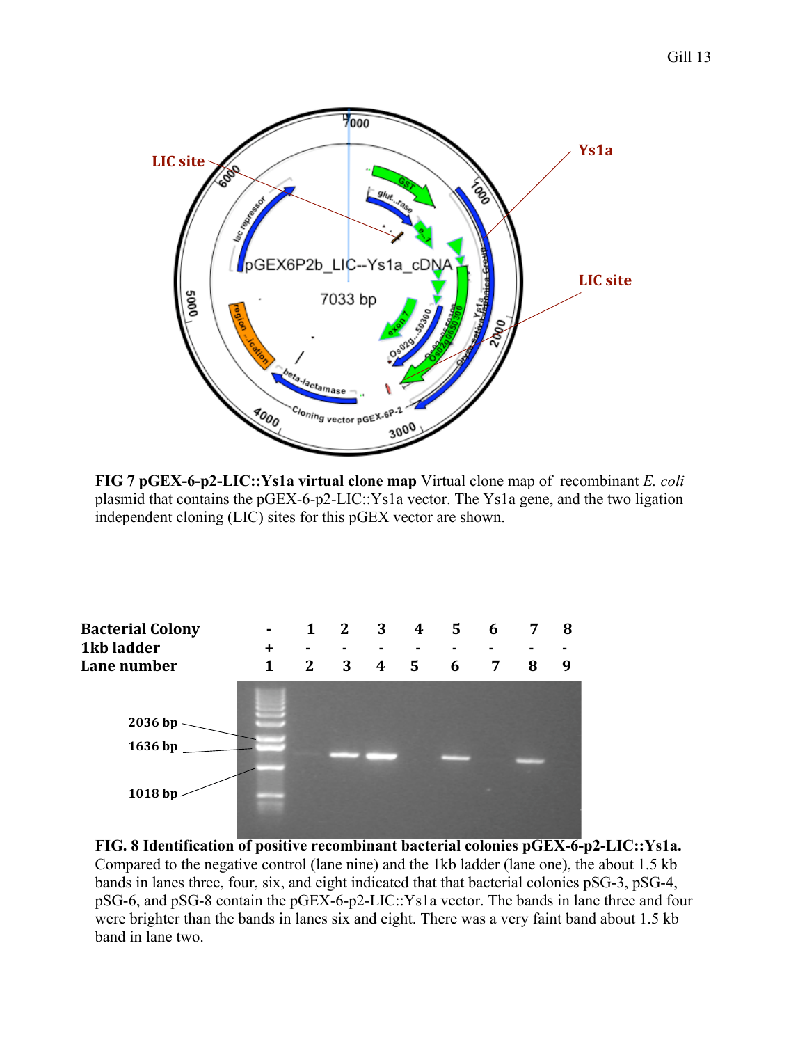**FIG 7 pGEX-6-p2-LIC::Ys1a virtual clone map** Virtual clone map of recombinant *E. coli* plasmid that contains the pGEX-6-p2-LIC::Ys1a vector. The Ys1a gene, and the two ligation independent cloning (LIC) sites for this pGEX vector are shown.

| **Bacterial Colony** | - | 1 | 2 | 3 | 4 | 5 | 6 | 7 | 8 |
|---|---|---|---|---|---|---|---|---|---|
| **1kb ladder** | + | - | - | - | - | - | - | - | - |
| **Lane number** | 1 | 2 | 3 | 4 | 5 | 6 | 7 | 8 | 9 |

**FIG. 8 Identification of positive recombinant bacterial colonies pGEX-6-p2-LIC::Ys1a.** Compared to the negative control (lane nine) and the 1kb ladder (lane one), the about 1.5 kb bands in lanes three, four, six, and eight indicated that that bacterial colonies pSG-3, pSG-4, pSG-6, and pSG-8 contain the pGEX-6-p2-LIC::Ys1a vector. The bands in lane three and four were brighter than the bands in lanes six and eight. There was a very faint band about 1.5 kb band in lane two.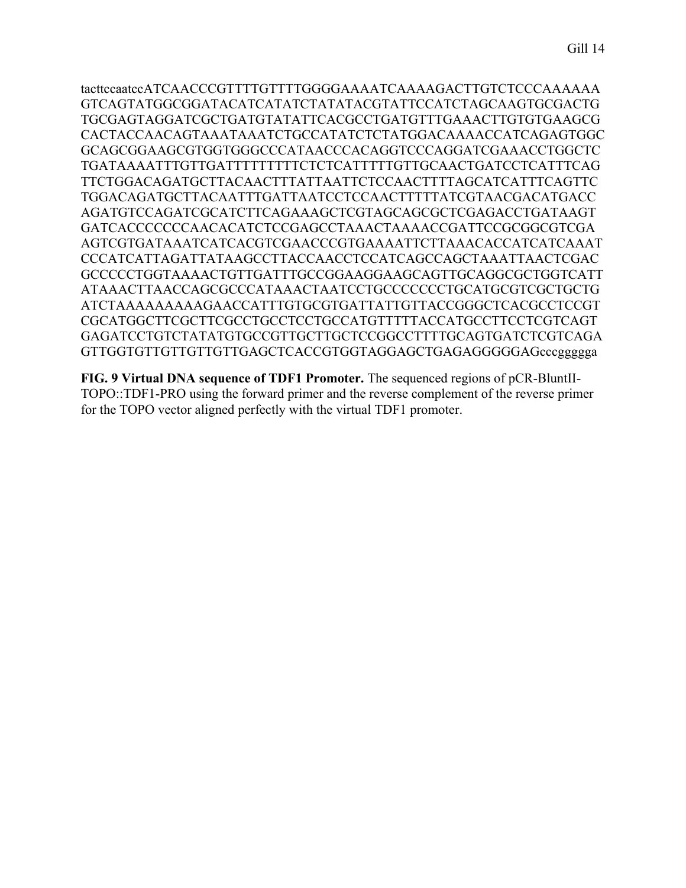tacttccaatccATCAACCCGTTTTGTTTTGGGGAAAATCAAAAGACTTGTCTCCCAAAAAA
GTCAGTATGGCGGATACATCATATCTATATACGTATTCCATCTAGCAAGTGCGACTG
TGCGAGTAGGATCGCTGATGTATATTCACGCCTGATGTTTGAAACTTGTGTGAAGCG
CACTACCAACAGTAAATAAATCTGCCATATCTCTATGGACAAAACCATCAGAGTGGC
GCAGCGGAAGCGTGGTGGGCCCATAACCCACAGGTCCCAGGATCGAAACCTGGCTC
TGATAAAATTTGTTGATTTTTTTTTCTCTCATTTTTGTTGCAACTGATCCTCATTTCAG
TTCTGGACAGATGCTTACAACTTTATTAATTCTCCAACTTTTAGCATCATTTCAGTTC
TGGACAGATGCTTACAATTTGATTAATCCTCCAACTTTTTATCGTAACGACATGACC
AGATGTCCAGATCGCATCTTCAGAAAGCTCGTAGCAGCGCTCGAGACCTGATAAGT
GATCACCCCCCCAACACATCTCCGAGCCTAAACTAAAACCGATTCCGCGGCGTCGA
AGTCGTGATAAATCATCACGTCGAACCCGTGAAAATTCTTAAACACCATCATCAAAT
CCCATCATTAGATTATAAGCCTTACCAACCTCCATCAGCCAGCTAAATTAACTCGAC
GCCCCCTGGTAAAACTGTTGATTTGCCGGAAGGAAGCAGTTGCAGGCGCTGGTCATT
ATAAACTTAACCAGCGCCCATAAACTAATCCTGCCCCCCCTGCATGCGTCGCTGCTG
ATCTAAAAAAAAAGAACCATTTGTGCGTGATTATTGTTACCGGGCTCACGCCTCCGT
CGCATGGCTTCGCTTCGCCTGCCTCCTGCCATGTTTTTACCATGCCTTCCTCGTCAGT
GAGATCCTGTCTATATGTGCCGTTGCTTGCTCCGGCCTTTTGCAGTGATCTCGTCAGA
GTTGGTGTTGTTGTTGTTGAGCTCACCGTGGTAGGAGCTGAGAGGGGGAGcccggggga

**FIG. 9 Virtual DNA sequence of TDF1 Promoter.** The sequenced regions of pCR-BluntII-TOPO::TDF1-PRO using the forward primer and the reverse complement of the reverse primer for the TOPO vector aligned perfectly with the virtual TDF1 promoter.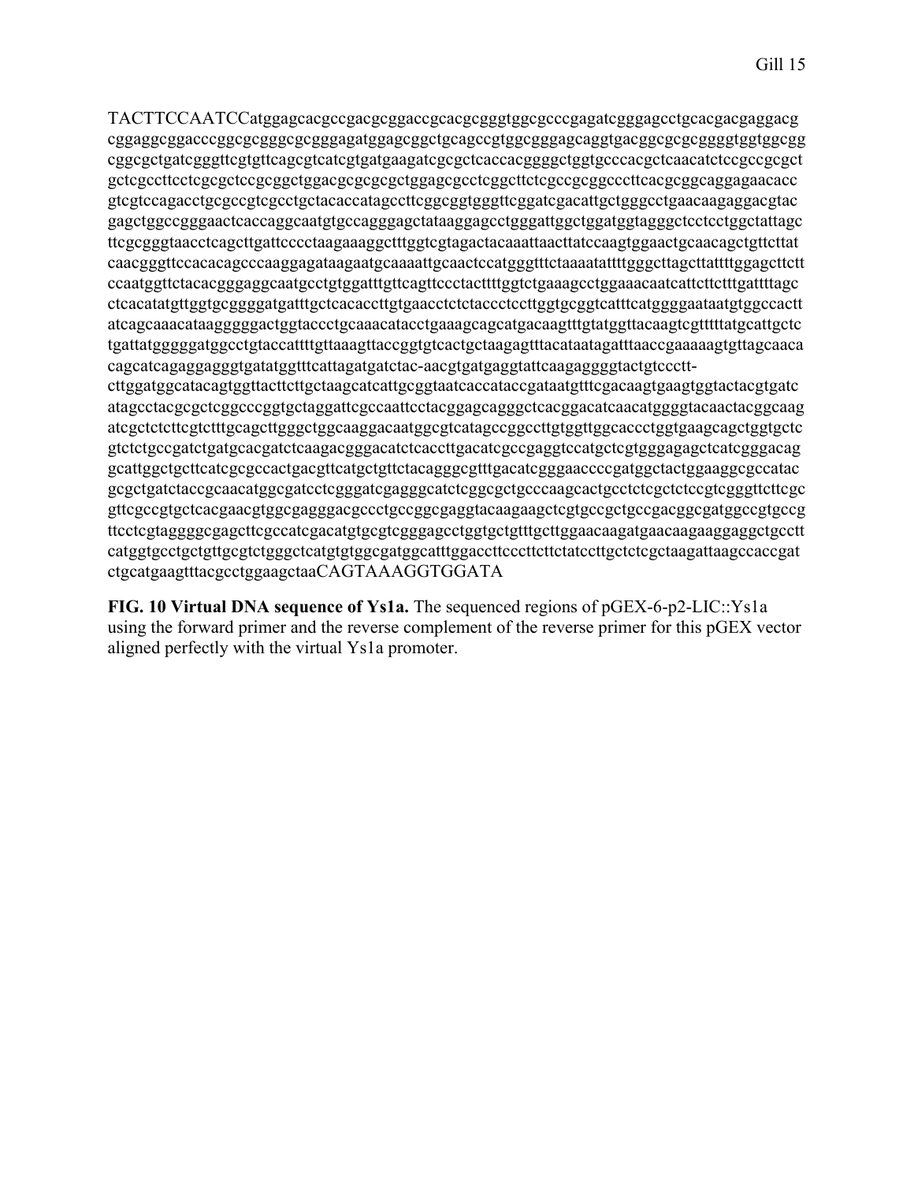TACTTCCAATCCatggagcacgccgacgcggaccgcacgcgggtggcgcccgagatcgggagcctgcacgacgaggacg
cggaggcggacccggcgcgggcgcgggagatggagcggctgcagccgtggcgggagcaggtgacggcgcgcggggtggtggcgg
cggcgctgatcgggttcgtgttcagcgtcatcgtgatgaagatcgcgctcaccacggggctggtgcccacgctcaacatctccgccgcgct
gctcgccttcctcgcgctccgcggctggacgcgcgcgctggagcgcctcggcttctcgccgcggcccttcacgcggcaggagaacacc
gtcgtccagacctgcgccgtcgcctgctacaccatagccttcggcggtgggttcggatcgacattgctgggcctgaacaagaggacgtac
gagctggccgggaactcaccaggcaatgtgccagggagctataaggagcctgggattggctggatggtagggctcctcctggctattagc
ttcgcgggtaacctcagcttgattcccctaagaaaggctttggtcgtagactacaaattaacttatccaagtggaactgcaacagctgttcttat
caacgggttccacacagcccaaggagataagaatgcaaaattgcaactccatgggtttctaaaatattttgggcttagcttattttggagcttctt
ccaatggttctacacgggaggcaatgcctgtggatttgttcagttccctacttttggtctgaaagcctggaaacaatcattcttctttgattttagc
ctcacatatgttggtgcggggatgatttgctcacaccttgtgaacctctctaccctccttggtgcggtcatttcatggggaataatgtggccactt
atcagcaaacataagggggactggtaccctgcaaacatacctgaaagcagcatgacaagtttgtatggttacaagtcgtttttatgcattgctc
tgattatgggggatggcctgtaccattttgttaaagttaccggtgtcactgctaagagtttacataatagatttaaccgaaaaagtgttagcaaca
cagcatcagaggagggtgatatggtttcattagatgatctac-aacgtgatgaggtattcaagaggggtactgtccctt-
cttggatggcatacagtggttacttcttgctaagcatcattgcggtaatcaccataccgataatgtttcgacaagtgaagtggtactacgtgatc
atagcctacgcgctcggcccggtgctaggattcgccaattcctacggagcagggctcacggacatcaacatggggtacaactacggcaag
atcgctctcttcgtctttgcagcttgggctggcaaggacaatggcgtcatagccggccttgtggttggcaccctggtgaagcagctggtgctc
gtctctgccgatctgatgcacgatctcaagacgggacatctcaccttgacatcgccgaggtccatgctcgtgggagagctcatcgggacag
gcattggctgcttcatcgcgccactgacgttcatgctgttctacagggcgtttgacatcgggaaccccgatggctactggaaggcgccatac
gcgctgatctaccgcaacatggcgatcctcgggatcgagggcatctcggcgctgcccaagcactgcctctcgctctccgtcgggttcttcgc
gttcgccgtgctcacgaacgtggcgagggacgccctgccggcgaggtacaagaagctcgtgccgctgccgacggcgatggccgtgccg
ttcctcgtaggggcgagcttcgccatcgacatgtgcgtcgggagcctggtgctgtttgcttggaacaagatgaacaagaaggaggctgcctt
catggtgcctgctgttgcgtctgggctcatgtgtggcgatggcatttggaccttcccttcttctatccttgctctcgctaagattaagccaccgat
ctgcatgaagtttacgcctggaagctaaCAGTAAAGGTGGATA

**FIG. 10 Virtual DNA sequence of Ys1a.** The sequenced regions of pGEX-6-p2-LIC::Ys1a using the forward primer and the reverse complement of the reverse primer for this pGEX vector aligned perfectly with the virtual Ys1a promoter.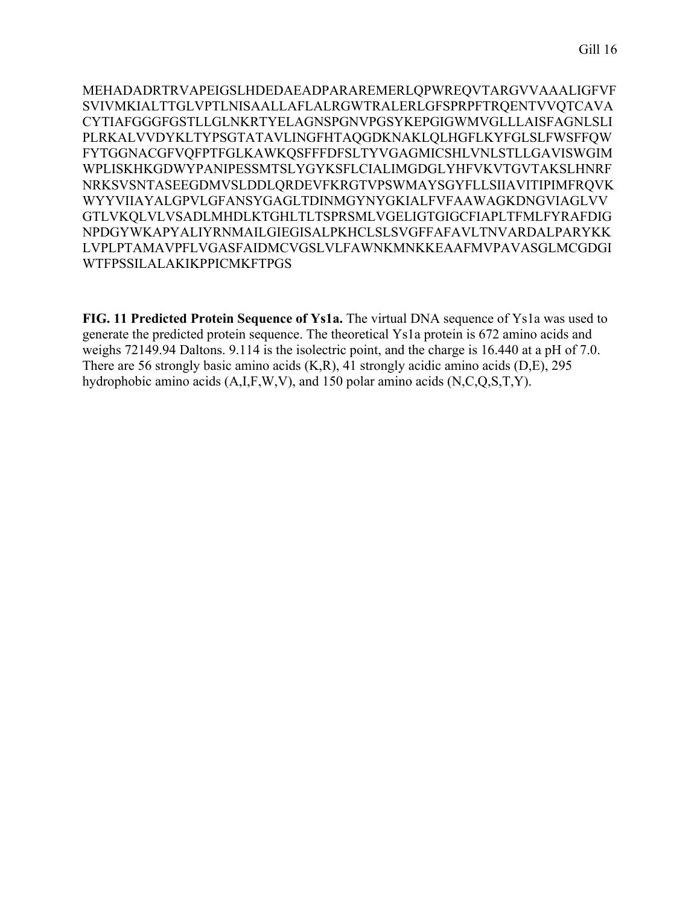MEHADADRTRVAPEIGSLHDEDAEADPARAREMERLQPWREQVTARGVVAAALIGFVF
SVIVMKIALTTGLVPTLNISAALLAFLALRGWTRALERLGFSPRPFTRQENTVVQTCAVA
CYTIAFGGGFGSTLLGLNKRTYELAGNSPGNVPGSYKEPGIGWMVGLLLAISFAGNLSLI
PLRKALVVDYKLTYPSGTATAVLINGFHTAQGDKNAKLQLHGFLKYFGLSLFWSFFQW
FYTGGNACGFVQFPTFGLKAWKQSFFFDFSLTYVGAGMICSHLVNLSTLLGAVISWGIM
WPLISKHKGDWYPANIPESSMTSLYGYKSFLCIALIMGDGLYHFVKVTGVTAKSLHNRF
NRKSVSNTASEEGDMVSLDDLQRDEVFKRGTVPSWMAYSGYFLLSIIAVITIPIMFRQVK
WYYVIIAYALGPVLGFANSYGAGLTDINMGYNYGKIALFVFAAWAGKDNGVIAGLVV
GTLVKQLVLVSADLMHDLKTGHLTLTSPRSMLVGELIGTGIGCFIAPLTFMLFYRAFDIG
NPDGYWKAPYALIYRNMAILGIEGISALPKHCLSLSVGFFAFAVLTNVARDALPARYKK
LVPLPTAMAVPFLVGASFAIDMCVGSLVLFAWNKMNKKEAAFMVPAVASGLMCGDGI
WTFPSSILALAKIKPPICMKFTPGS

**FIG. 11 Predicted Protein Sequence of Ys1a.** The virtual DNA sequence of Ys1a was used to generate the predicted protein sequence. The theoretical Ys1a protein is 672 amino acids and weighs 72149.94 Daltons. 9.114 is the isolectric point, and the charge is 16.440 at a pH of 7.0. There are 56 strongly basic amino acids (K,R), 41 strongly acidic amino acids (D,E), 295 hydrophobic amino acids (A,I,F,W,V), and 150 polar amino acids (N,C,Q,S,T,Y).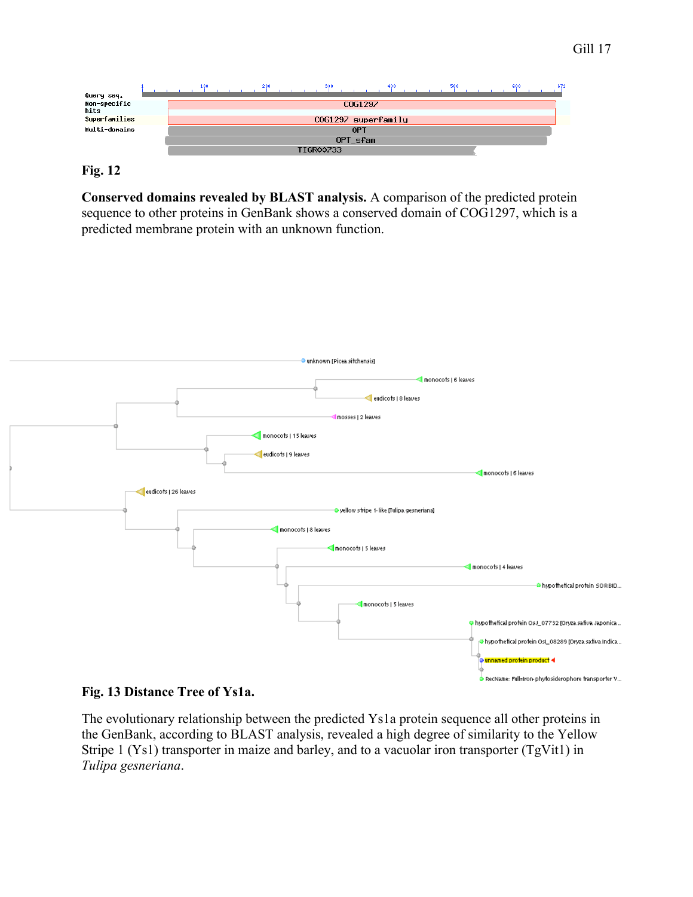**Fig. 12**

**Conserved domains revealed by BLAST analysis.** A comparison of the predicted protein sequence to other proteins in GenBank shows a conserved domain of COG1297, which is a predicted membrane protein with an unknown function.

**Fig. 13 Distance Tree of Ys1a.**

The evolutionary relationship between the predicted Ys1a protein sequence all other proteins in the GenBank, according to BLAST analysis, revealed a high degree of similarity to the Yellow Stripe 1 (Ys1) transporter in maize and barley, and to a vacuolar iron transporter (TgVit1) in *Tulipa gesneriana*.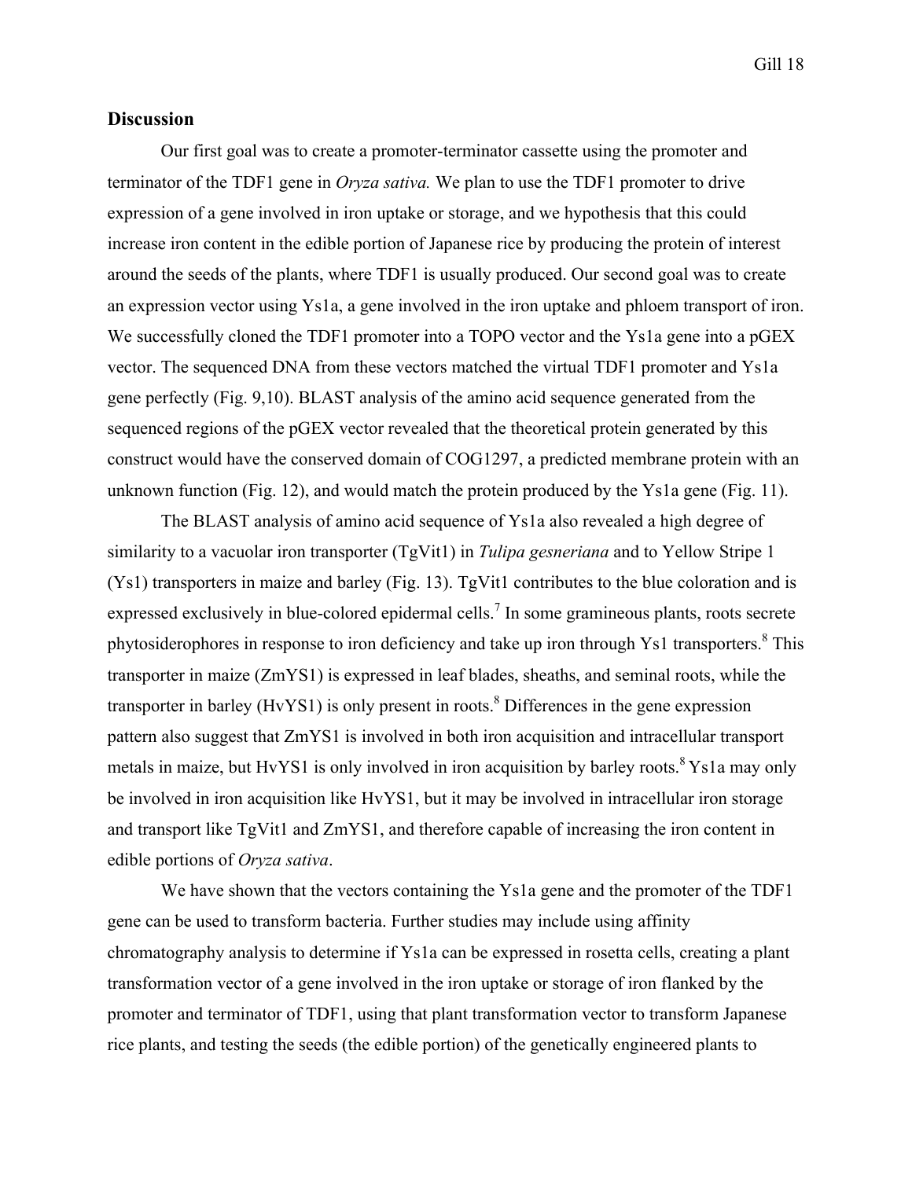## Discussion

Our first goal was to create a promoter-terminator cassette using the promoter and terminator of the TDF1 gene in *Oryza sativa.* We plan to use the TDF1 promoter to drive expression of a gene involved in iron uptake or storage, and we hypothesis that this could increase iron content in the edible portion of Japanese rice by producing the protein of interest around the seeds of the plants, where TDF1 is usually produced. Our second goal was to create an expression vector using Ys1a, a gene involved in the iron uptake and phloem transport of iron. We successfully cloned the TDF1 promoter into a TOPO vector and the Ys1a gene into a pGEX vector. The sequenced DNA from these vectors matched the virtual TDF1 promoter and Ys1a gene perfectly (Fig. 9,10). BLAST analysis of the amino acid sequence generated from the sequenced regions of the pGEX vector revealed that the theoretical protein generated by this construct would have the conserved domain of COG1297, a predicted membrane protein with an unknown function (Fig. 12), and would match the protein produced by the Ys1a gene (Fig. 11).

The BLAST analysis of amino acid sequence of Ys1a also revealed a high degree of similarity to a vacuolar iron transporter (TgVit1) in *Tulipa gesneriana* and to Yellow Stripe 1 (Ys1) transporters in maize and barley (Fig. 13). TgVit1 contributes to the blue coloration and is expressed exclusively in blue-colored epidermal cells.[7] In some gramineous plants, roots secrete phytosiderophores in response to iron deficiency and take up iron through Ys1 transporters.[8] This transporter in maize (ZmYS1) is expressed in leaf blades, sheaths, and seminal roots, while the transporter in barley (HvYS1) is only present in roots.[8] Differences in the gene expression pattern also suggest that ZmYS1 is involved in both iron acquisition and intracellular transport metals in maize, but HvYS1 is only involved in iron acquisition by barley roots.[8] Ys1a may only be involved in iron acquisition like HvYS1, but it may be involved in intracellular iron storage and transport like TgVit1 and ZmYS1, and therefore capable of increasing the iron content in edible portions of *Oryza sativa*.

We have shown that the vectors containing the Ys1a gene and the promoter of the TDF1 gene can be used to transform bacteria. Further studies may include using affinity chromatography analysis to determine if Ys1a can be expressed in rosetta cells, creating a plant transformation vector of a gene involved in the iron uptake or storage of iron flanked by the promoter and terminator of TDF1, using that plant transformation vector to transform Japanese rice plants, and testing the seeds (the edible portion) of the genetically engineered plants to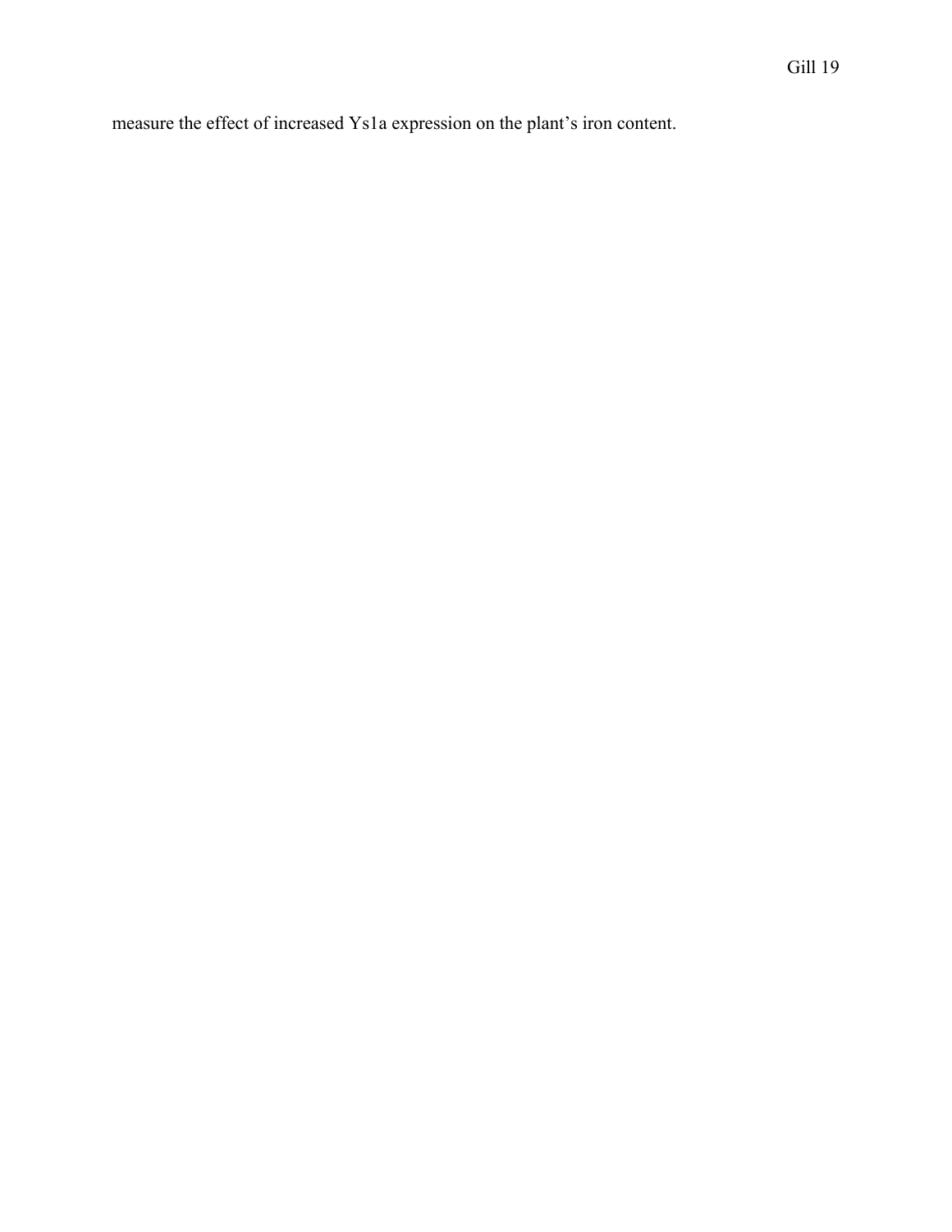measure the effect of increased Ys1a expression on the plant's iron content.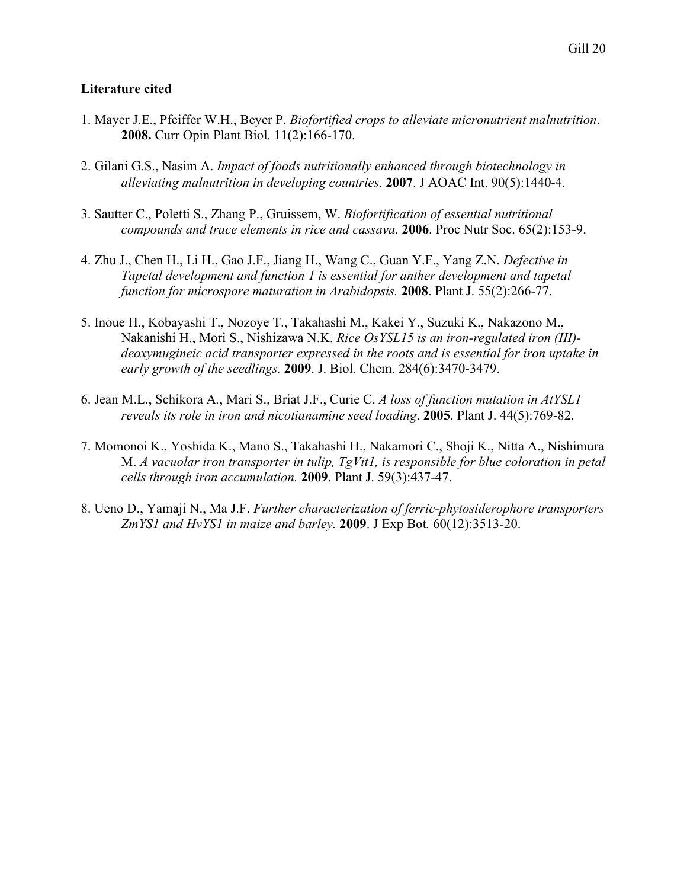**Literature cited**

1. Mayer J.E., Pfeiffer W.H., Beyer P. *Biofortified crops to alleviate micronutrient malnutrition*. **2008.** Curr Opin Plant Biol*.* 11(2):166-170.

2. Gilani G.S., Nasim A. *Impact of foods nutritionally enhanced through biotechnology in alleviating malnutrition in developing countries.* **2007**. J AOAC Int. 90(5):1440-4.

3. Sautter C., Poletti S., Zhang P., Gruissem, W. *Biofortification of essential nutritional compounds and trace elements in rice and cassava.* **2006**. Proc Nutr Soc. 65(2):153-9.

4. Zhu J., Chen H., Li H., Gao J.F., Jiang H., Wang C., Guan Y.F., Yang Z.N. *Defective in Tapetal development and function 1 is essential for anther development and tapetal function for microspore maturation in Arabidopsis.* **2008**. Plant J. 55(2):266-77.

5. Inoue H., Kobayashi T., Nozoye T., Takahashi M., Kakei Y., Suzuki K., Nakazono M., Nakanishi H., Mori S., Nishizawa N.K. *Rice OsYSL15 is an iron-regulated iron (III)-deoxymugineic acid transporter expressed in the roots and is essential for iron uptake in early growth of the seedlings.* **2009**. J. Biol. Chem. 284(6):3470-3479.

6. Jean M.L., Schikora A., Mari S., Briat J.F., Curie C. *A loss of function mutation in AtYSL1 reveals its role in iron and nicotianamine seed loading*. **2005**. Plant J. 44(5):769-82.

7. Momonoi K., Yoshida K., Mano S., Takahashi H., Nakamori C., Shoji K., Nitta A., Nishimura M. *A vacuolar iron transporter in tulip, TgVit1, is responsible for blue coloration in petal cells through iron accumulation.* **2009**. Plant J. 59(3):437-47.

8. Ueno D., Yamaji N., Ma J.F. *Further characterization of ferric-phytosiderophore transporters ZmYS1 and HvYS1 in maize and barley.* **2009**. J Exp Bot*.* 60(12):3513-20.